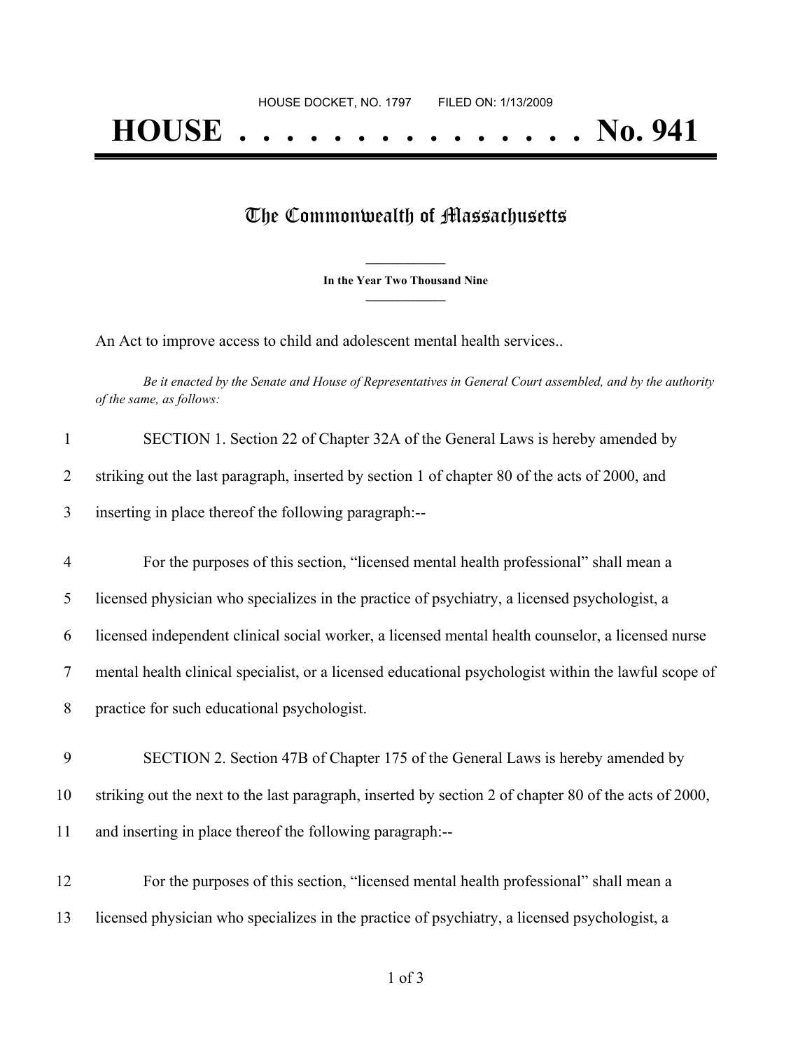HOUSE DOCKET, NO. 1797        FILED ON: 1/13/2009

# HOUSE . . . . . . . . . . . . . . . No. 941

## The Commonwealth of Massachusetts

**In the Year Two Thousand Nine**

An Act to improve access to child and adolescent mental health services..

*Be it enacted by the Senate and House of Representatives in General Court assembled, and by the authority of the same, as follows:*

1 SECTION 1. Section 22 of Chapter 32A of the General Laws is hereby amended by
2 striking out the last paragraph, inserted by section 1 of chapter 80 of the acts of 2000, and
3 inserting in place thereof the following paragraph:--

4 For the purposes of this section, "licensed mental health professional" shall mean a
5 licensed physician who specializes in the practice of psychiatry, a licensed psychologist, a
6 licensed independent clinical social worker, a licensed mental health counselor, a licensed nurse
7 mental health clinical specialist, or a licensed educational psychologist within the lawful scope of
8 practice for such educational psychologist.

9 SECTION 2. Section 47B of Chapter 175 of the General Laws is hereby amended by
10 striking out the next to the last paragraph, inserted by section 2 of chapter 80 of the acts of 2000,
11 and inserting in place thereof the following paragraph:--

12 For the purposes of this section, "licensed mental health professional" shall mean a
13 licensed physician who specializes in the practice of psychiatry, a licensed psychologist, a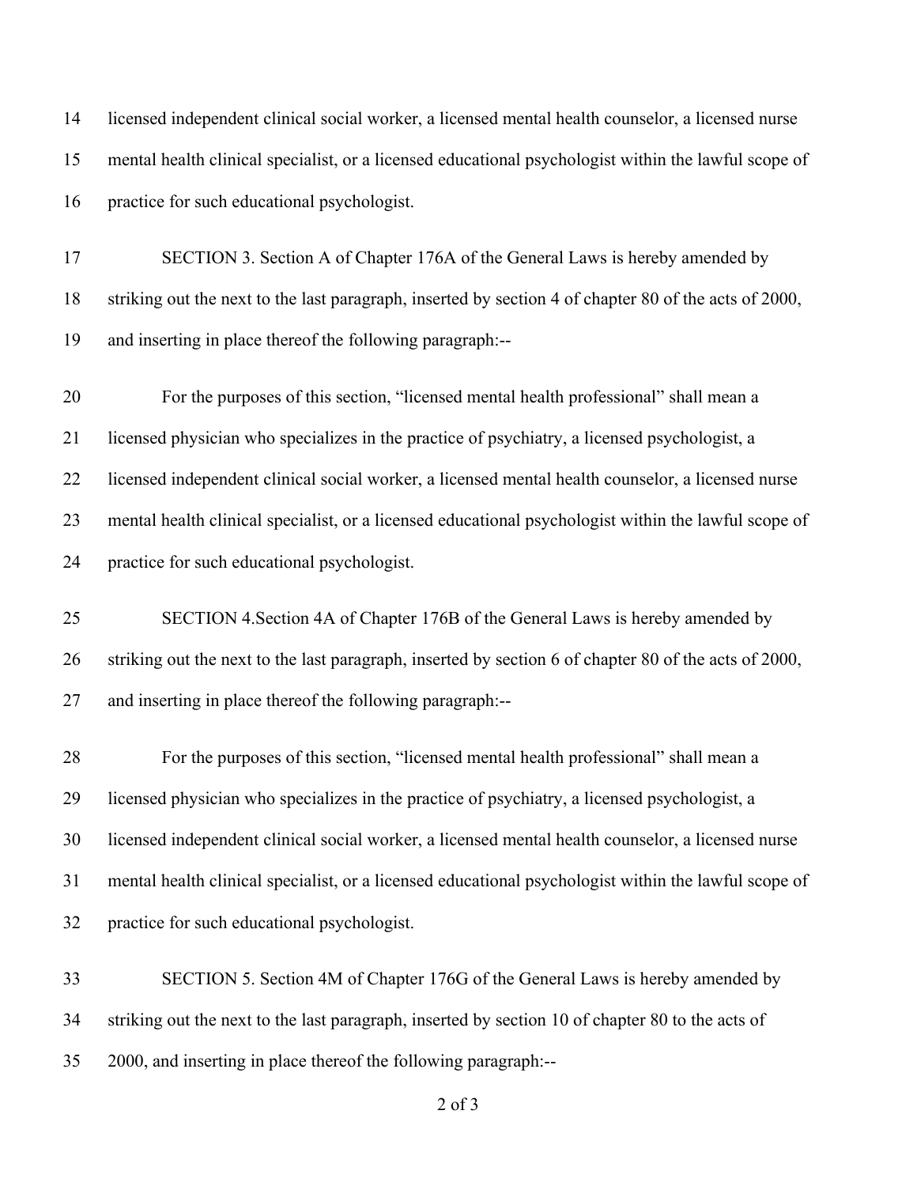licensed independent clinical social worker, a licensed mental health counselor, a licensed nurse mental health clinical specialist, or a licensed educational psychologist within the lawful scope of practice for such educational psychologist.

SECTION 3. Section A of Chapter 176A of the General Laws is hereby amended by striking out the next to the last paragraph, inserted by section 4 of chapter 80 of the acts of 2000, and inserting in place thereof the following paragraph:--

For the purposes of this section, "licensed mental health professional" shall mean a licensed physician who specializes in the practice of psychiatry, a licensed psychologist, a licensed independent clinical social worker, a licensed mental health counselor, a licensed nurse mental health clinical specialist, or a licensed educational psychologist within the lawful scope of practice for such educational psychologist.

SECTION 4.Section 4A of Chapter 176B of the General Laws is hereby amended by striking out the next to the last paragraph, inserted by section 6 of chapter 80 of the acts of 2000, and inserting in place thereof the following paragraph:--

For the purposes of this section, "licensed mental health professional" shall mean a licensed physician who specializes in the practice of psychiatry, a licensed psychologist, a licensed independent clinical social worker, a licensed mental health counselor, a licensed nurse mental health clinical specialist, or a licensed educational psychologist within the lawful scope of practice for such educational psychologist.

SECTION 5. Section 4M of Chapter 176G of the General Laws is hereby amended by striking out the next to the last paragraph, inserted by section 10 of chapter 80 to the acts of 2000, and inserting in place thereof the following paragraph:--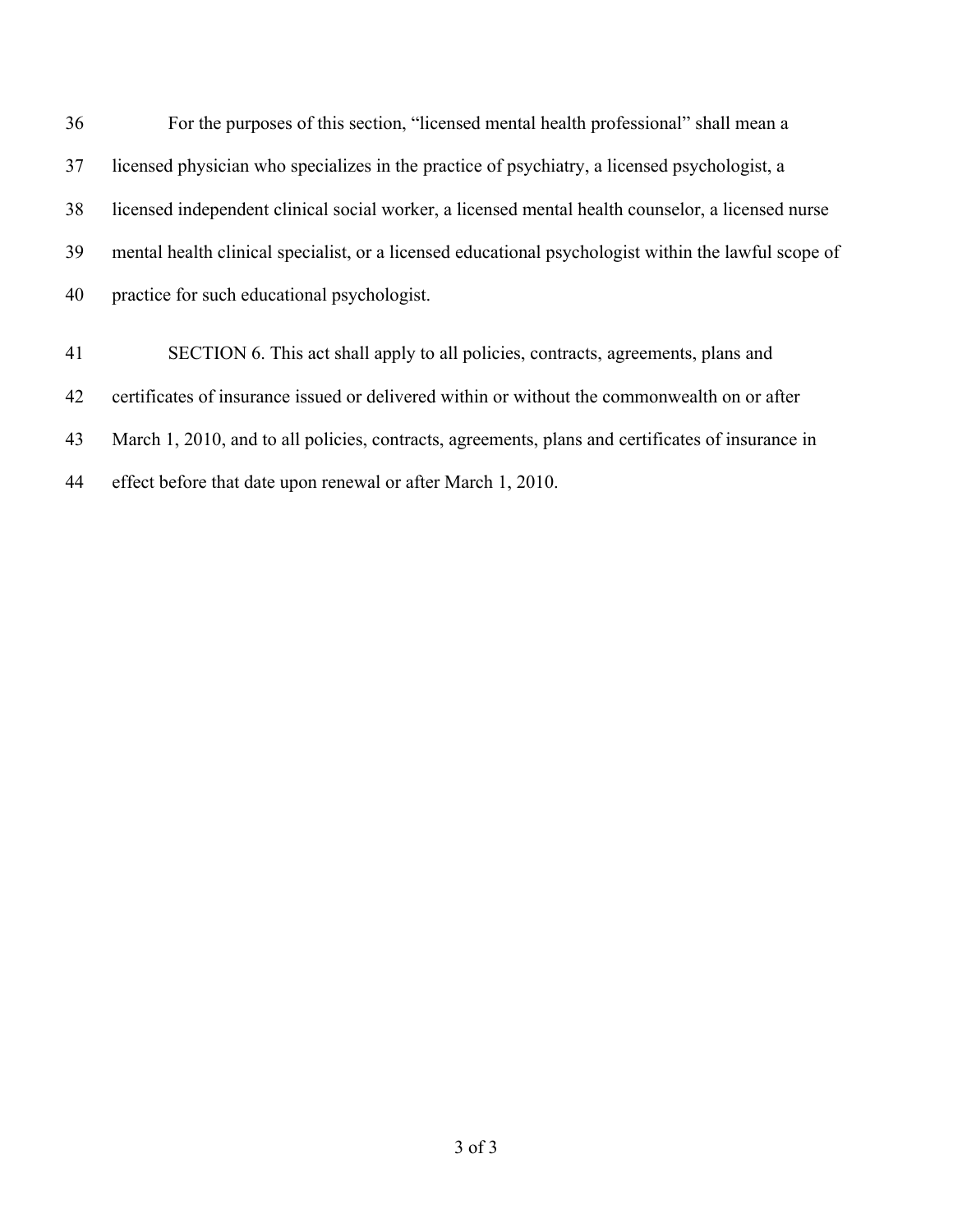For the purposes of this section, "licensed mental health professional" shall mean a licensed physician who specializes in the practice of psychiatry, a licensed psychologist, a licensed independent clinical social worker, a licensed mental health counselor, a licensed nurse mental health clinical specialist, or a licensed educational psychologist within the lawful scope of practice for such educational psychologist.

SECTION 6. This act shall apply to all policies, contracts, agreements, plans and certificates of insurance issued or delivered within or without the commonwealth on or after March 1, 2010, and to all policies, contracts, agreements, plans and certificates of insurance in effect before that date upon renewal or after March 1, 2010.